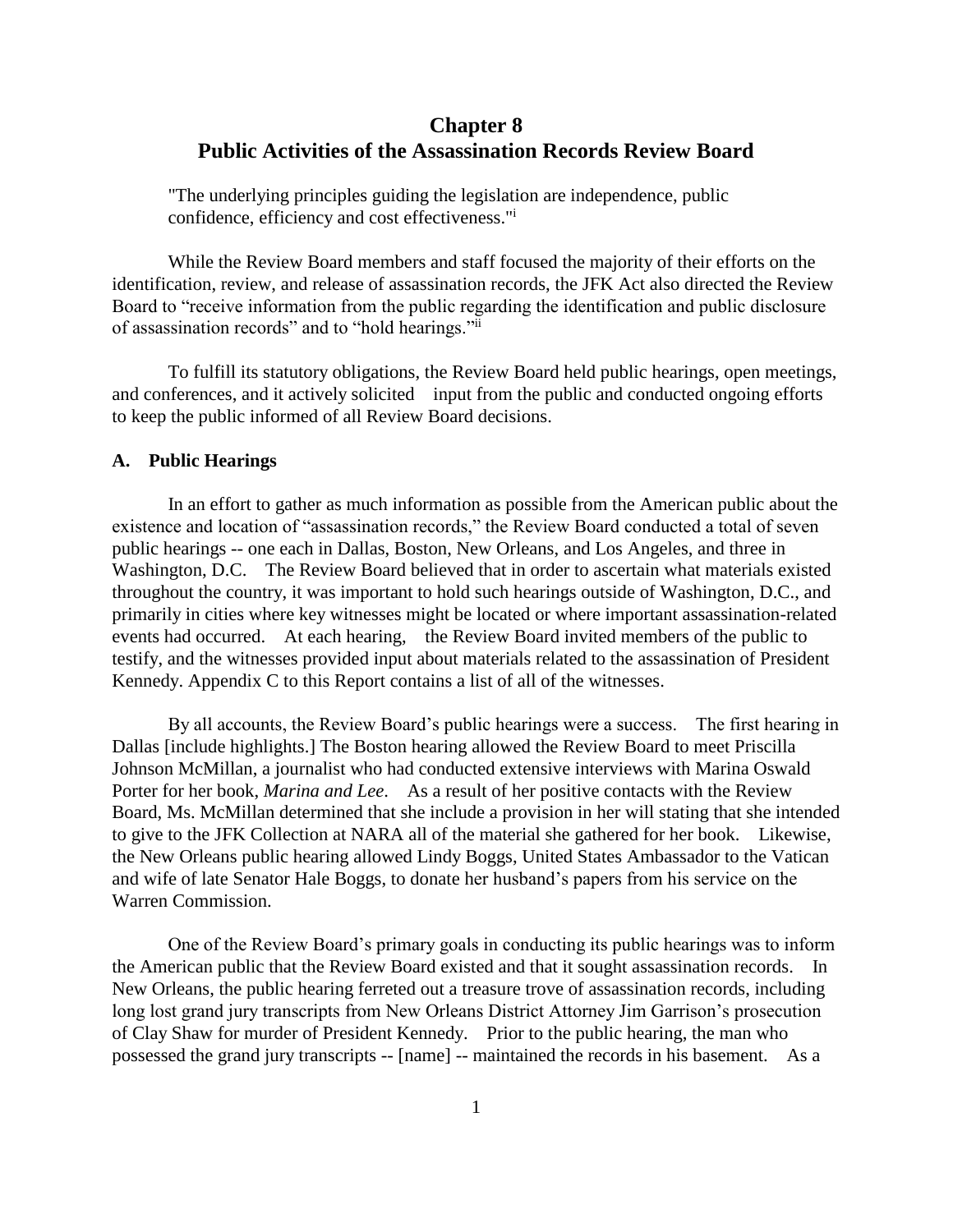# Chapter 8
# Public Activities of the Assassination Records Review Board

"The underlying principles guiding the legislation are independence, public confidence, efficiency and cost effectiveness."[i]

While the Review Board members and staff focused the majority of their efforts on the identification, review, and release of assassination records, the JFK Act also directed the Review Board to "receive information from the public regarding the identification and public disclosure of assassination records" and to "hold hearings."[ii]

To fulfill its statutory obligations, the Review Board held public hearings, open meetings, and conferences, and it actively solicited input from the public and conducted ongoing efforts to keep the public informed of all Review Board decisions.

## A. Public Hearings

In an effort to gather as much information as possible from the American public about the existence and location of "assassination records," the Review Board conducted a total of seven public hearings -- one each in Dallas, Boston, New Orleans, and Los Angeles, and three in Washington, D.C. The Review Board believed that in order to ascertain what materials existed throughout the country, it was important to hold such hearings outside of Washington, D.C., and primarily in cities where key witnesses might be located or where important assassination-related events had occurred. At each hearing, the Review Board invited members of the public to testify, and the witnesses provided input about materials related to the assassination of President Kennedy. Appendix C to this Report contains a list of all of the witnesses.

By all accounts, the Review Board's public hearings were a success. The first hearing in Dallas [include highlights.] The Boston hearing allowed the Review Board to meet Priscilla Johnson McMillan, a journalist who had conducted extensive interviews with Marina Oswald Porter for her book, *Marina and Lee*. As a result of her positive contacts with the Review Board, Ms. McMillan determined that she include a provision in her will stating that she intended to give to the JFK Collection at NARA all of the material she gathered for her book. Likewise, the New Orleans public hearing allowed Lindy Boggs, United States Ambassador to the Vatican and wife of late Senator Hale Boggs, to donate her husband's papers from his service on the Warren Commission.

One of the Review Board's primary goals in conducting its public hearings was to inform the American public that the Review Board existed and that it sought assassination records. In New Orleans, the public hearing ferreted out a treasure trove of assassination records, including long lost grand jury transcripts from New Orleans District Attorney Jim Garrison's prosecution of Clay Shaw for murder of President Kennedy. Prior to the public hearing, the man who possessed the grand jury transcripts -- [name] -- maintained the records in his basement. As a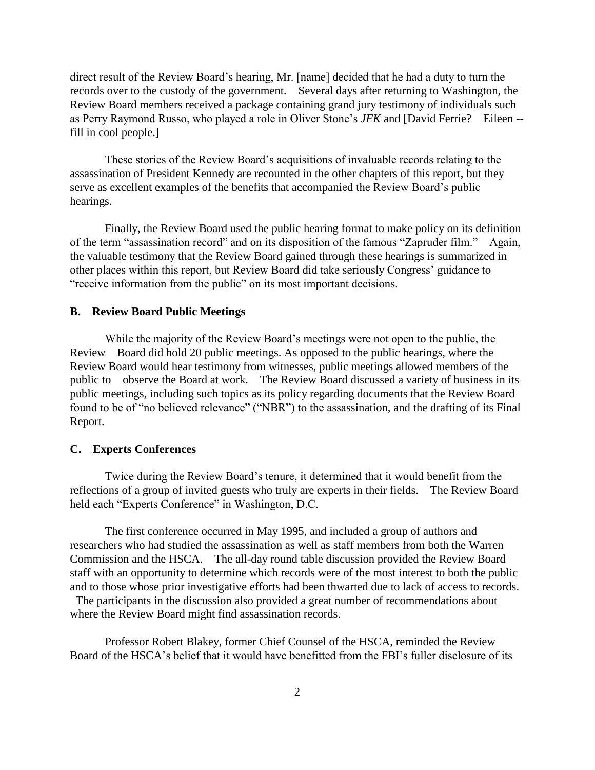direct result of the Review Board's hearing, Mr. [name] decided that he had a duty to turn the records over to the custody of the government. Several days after returning to Washington, the Review Board members received a package containing grand jury testimony of individuals such as Perry Raymond Russo, who played a role in Oliver Stone's *JFK* and [David Ferrie? Eileen -- fill in cool people.]

These stories of the Review Board's acquisitions of invaluable records relating to the assassination of President Kennedy are recounted in the other chapters of this report, but they serve as excellent examples of the benefits that accompanied the Review Board's public hearings.

Finally, the Review Board used the public hearing format to make policy on its definition of the term "assassination record" and on its disposition of the famous "Zapruder film." Again, the valuable testimony that the Review Board gained through these hearings is summarized in other places within this report, but Review Board did take seriously Congress' guidance to "receive information from the public" on its most important decisions.

**B. Review Board Public Meetings**

While the majority of the Review Board's meetings were not open to the public, the Review Board did hold 20 public meetings. As opposed to the public hearings, where the Review Board would hear testimony from witnesses, public meetings allowed members of the public to observe the Board at work. The Review Board discussed a variety of business in its public meetings, including such topics as its policy regarding documents that the Review Board found to be of "no believed relevance" ("NBR") to the assassination, and the drafting of its Final Report.

**C. Experts Conferences**

Twice during the Review Board's tenure, it determined that it would benefit from the reflections of a group of invited guests who truly are experts in their fields. The Review Board held each "Experts Conference" in Washington, D.C.

The first conference occurred in May 1995, and included a group of authors and researchers who had studied the assassination as well as staff members from both the Warren Commission and the HSCA. The all-day round table discussion provided the Review Board staff with an opportunity to determine which records were of the most interest to both the public and to those whose prior investigative efforts had been thwarted due to lack of access to records. The participants in the discussion also provided a great number of recommendations about where the Review Board might find assassination records.

Professor Robert Blakey, former Chief Counsel of the HSCA, reminded the Review Board of the HSCA's belief that it would have benefitted from the FBI's fuller disclosure of its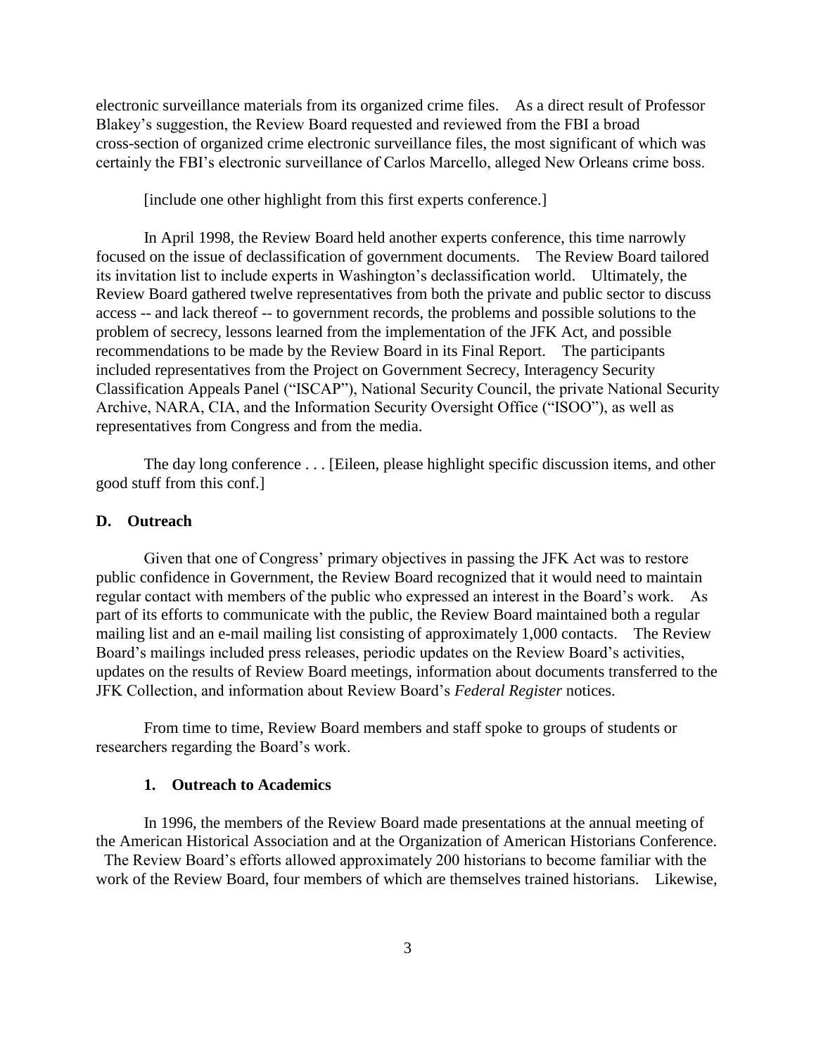electronic surveillance materials from its organized crime files. As a direct result of Professor Blakey's suggestion, the Review Board requested and reviewed from the FBI a broad cross-section of organized crime electronic surveillance files, the most significant of which was certainly the FBI's electronic surveillance of Carlos Marcello, alleged New Orleans crime boss.

[include one other highlight from this first experts conference.]

In April 1998, the Review Board held another experts conference, this time narrowly focused on the issue of declassification of government documents. The Review Board tailored its invitation list to include experts in Washington's declassification world. Ultimately, the Review Board gathered twelve representatives from both the private and public sector to discuss access -- and lack thereof -- to government records, the problems and possible solutions to the problem of secrecy, lessons learned from the implementation of the JFK Act, and possible recommendations to be made by the Review Board in its Final Report. The participants included representatives from the Project on Government Secrecy, Interagency Security Classification Appeals Panel ("ISCAP"), National Security Council, the private National Security Archive, NARA, CIA, and the Information Security Oversight Office ("ISOO"), as well as representatives from Congress and from the media.

The day long conference . . . [Eileen, please highlight specific discussion items, and other good stuff from this conf.]

### D. Outreach

Given that one of Congress' primary objectives in passing the JFK Act was to restore public confidence in Government, the Review Board recognized that it would need to maintain regular contact with members of the public who expressed an interest in the Board's work. As part of its efforts to communicate with the public, the Review Board maintained both a regular mailing list and an e-mail mailing list consisting of approximately 1,000 contacts. The Review Board's mailings included press releases, periodic updates on the Review Board's activities, updates on the results of Review Board meetings, information about documents transferred to the JFK Collection, and information about Review Board's *Federal Register* notices.

From time to time, Review Board members and staff spoke to groups of students or researchers regarding the Board's work.

#### 1. Outreach to Academics

In 1996, the members of the Review Board made presentations at the annual meeting of the American Historical Association and at the Organization of American Historians Conference. The Review Board's efforts allowed approximately 200 historians to become familiar with the work of the Review Board, four members of which are themselves trained historians. Likewise,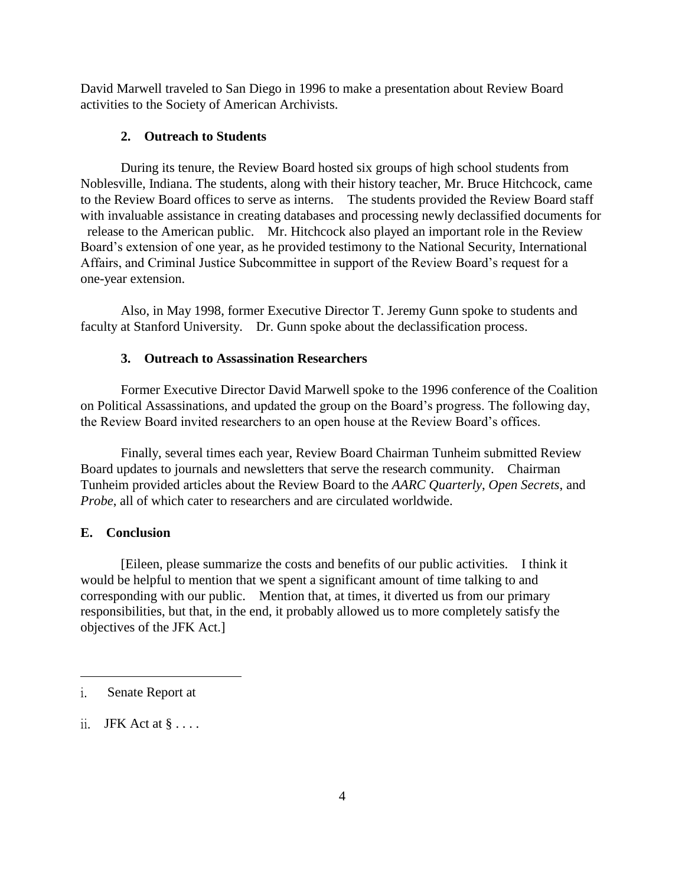David Marwell traveled to San Diego in 1996 to make a presentation about Review Board activities to the Society of American Archivists.

### 2. Outreach to Students

During its tenure, the Review Board hosted six groups of high school students from Noblesville, Indiana. The students, along with their history teacher, Mr. Bruce Hitchcock, came to the Review Board offices to serve as interns. The students provided the Review Board staff with invaluable assistance in creating databases and processing newly declassified documents for release to the American public. Mr. Hitchcock also played an important role in the Review Board's extension of one year, as he provided testimony to the National Security, International Affairs, and Criminal Justice Subcommittee in support of the Review Board's request for a one-year extension.

Also, in May 1998, former Executive Director T. Jeremy Gunn spoke to students and faculty at Stanford University. Dr. Gunn spoke about the declassification process.

### 3. Outreach to Assassination Researchers

Former Executive Director David Marwell spoke to the 1996 conference of the Coalition on Political Assassinations, and updated the group on the Board's progress. The following day, the Review Board invited researchers to an open house at the Review Board's offices.

Finally, several times each year, Review Board Chairman Tunheim submitted Review Board updates to journals and newsletters that serve the research community. Chairman Tunheim provided articles about the Review Board to the *AARC Quarterly*, *Open Secrets*, and *Probe*, all of which cater to researchers and are circulated worldwide.

## E. Conclusion

[Eileen, please summarize the costs and benefits of our public activities. I think it would be helpful to mention that we spent a significant amount of time talking to and corresponding with our public. Mention that, at times, it diverted us from our primary responsibilities, but that, in the end, it probably allowed us to more completely satisfy the objectives of the JFK Act.]

---

i. Senate Report at

ii. JFK Act at § . . . .